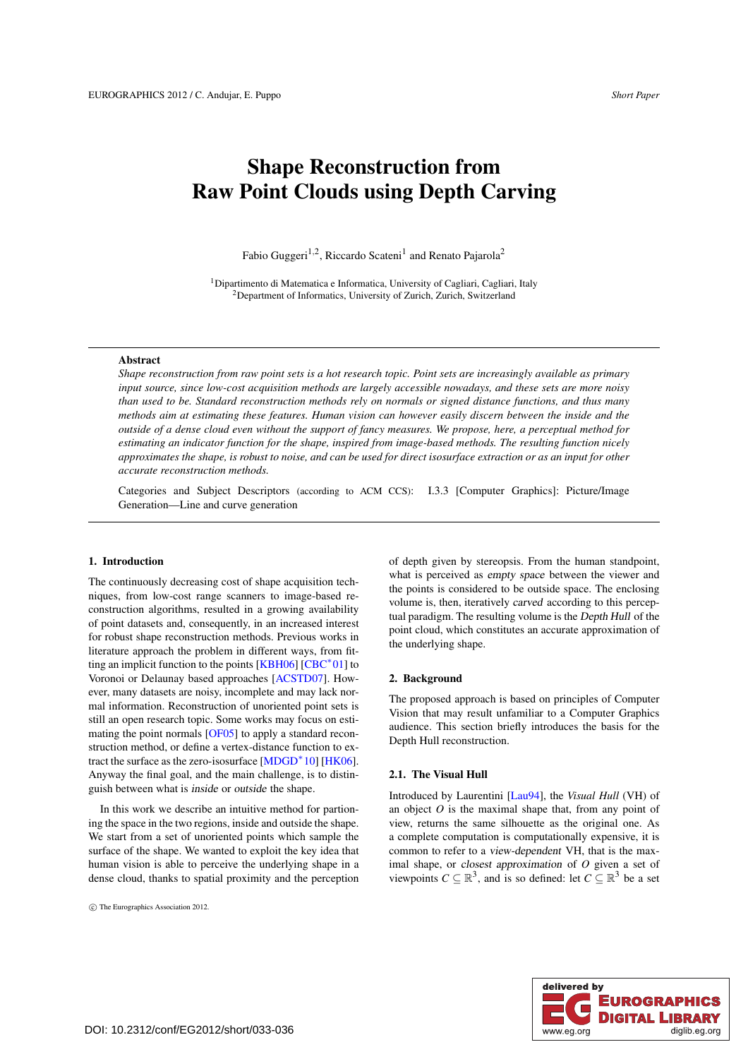# Shape Reconstruction from Raw Point Clouds using Depth Carving

Fabio Guggeri[1,2], Riccardo Scateni[1] and Renato Pajarola[2]

[1]Dipartimento di Matematica e Informatica, University of Cagliari, Cagliari, Italy
[2]Department of Informatics, University of Zurich, Zurich, Switzerland

## Abstract

*Shape reconstruction from raw point sets is a hot research topic. Point sets are increasingly available as primary input source, since low-cost acquisition methods are largely accessible nowadays, and these sets are more noisy than used to be. Standard reconstruction methods rely on normals or signed distance functions, and thus many methods aim at estimating these features. Human vision can however easily discern between the inside and the outside of a dense cloud even without the support of fancy measures. We propose, here, a perceptual method for estimating an indicator function for the shape, inspired from image-based methods. The resulting function nicely approximates the shape, is robust to noise, and can be used for direct isosurface extraction or as an input for other accurate reconstruction methods.*

Categories and Subject Descriptors (according to ACM CCS): I.3.3 [Computer Graphics]: Picture/Image Generation—Line and curve generation

## 1. Introduction

The continuously decreasing cost of shape acquisition techniques, from low-cost range scanners to image-based reconstruction algorithms, resulted in a growing availability of point datasets and, consequently, in an increased interest for robust shape reconstruction methods. Previous works in literature approach the problem in different ways, from fitting an implicit function to the points [KBH06] [CBC*01] to Voronoi or Delaunay based approaches [ACSTD07]. However, many datasets are noisy, incomplete and may lack normal information. Reconstruction of unoriented point sets is still an open research topic. Some works may focus on estimating the point normals [OF05] to apply a standard reconstruction method, or define a vertex-distance function to extract the surface as the zero-isosurface [MDGD*10] [HK06]. Anyway the final goal, and the main challenge, is to distinguish between what is *inside* or *outside* the shape.

In this work we describe an intuitive method for partioning the space in the two regions, inside and outside the shape. We start from a set of unoriented points which sample the surface of the shape. We wanted to exploit the key idea that human vision is able to perceive the underlying shape in a dense cloud, thanks to spatial proximity and the perception of depth given by stereopsis. From the human standpoint, what is perceived as *empty space* between the viewer and the points is considered to be outside space. The enclosing volume is, then, iteratively *carved* according to this perceptual paradigm. The resulting volume is the *Depth Hull* of the point cloud, which constitutes an accurate approximation of the underlying shape.

## 2. Background

The proposed approach is based on principles of Computer Vision that may result unfamiliar to a Computer Graphics audience. This section briefly introduces the basis for the Depth Hull reconstruction.

### 2.1. The Visual Hull

Introduced by Laurentini [Lau94], the *Visual Hull* (VH) of an object $O$ is the maximal shape that, from any point of view, returns the same silhouette as the original one. As a complete computation is computationally expensive, it is common to refer to a *view-dependent* VH, that is the maximal shape, or *closest approximation* of $O$ given a set of viewpoints $C \subseteq \mathbb{R}^3$, and is so defined: let $C \subseteq \mathbb{R}^3$ be a set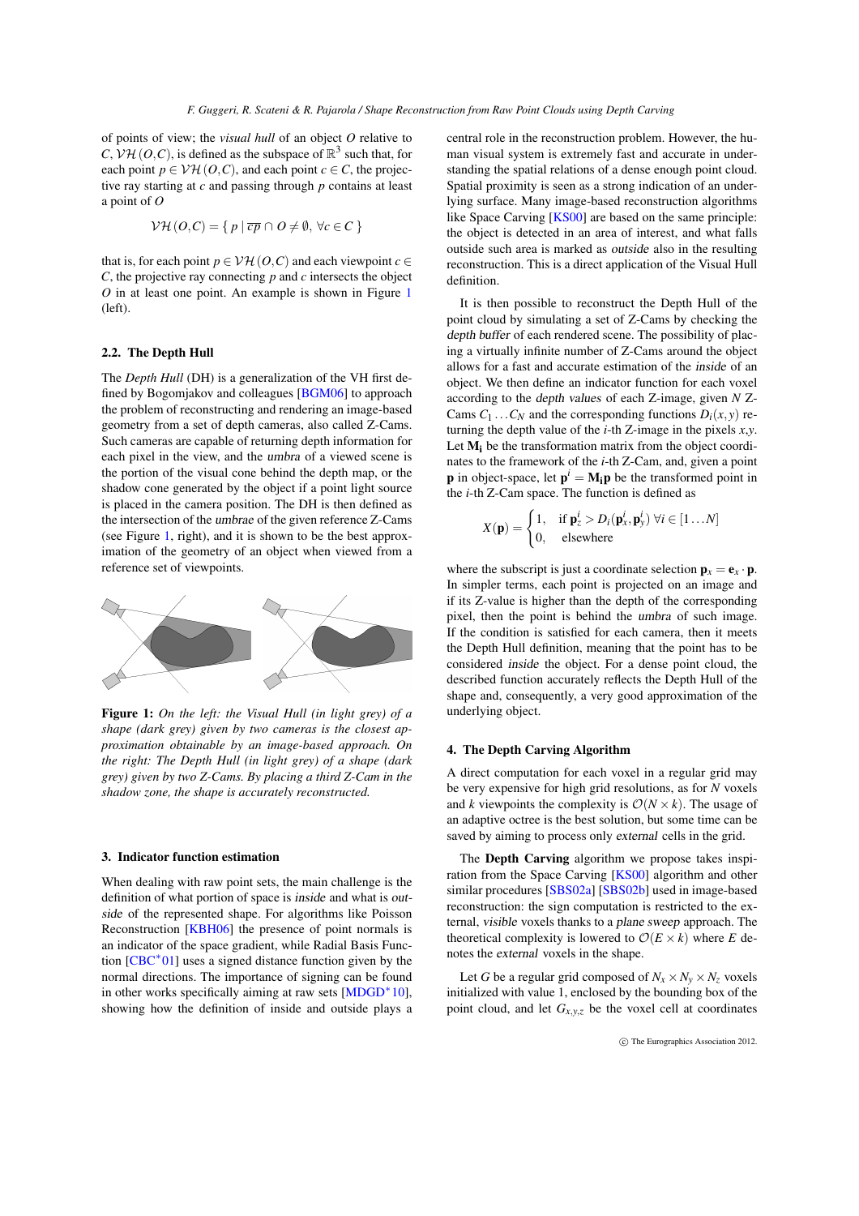of points of view; the *visual hull* of an object $O$ relative to $C$, $\mathcal{VH}(O,C)$, is defined as the subspace of $\mathbb{R}^3$ such that, for each point $p \in \mathcal{VH}(O,C)$, and each point $c \in C$, the projective ray starting at $c$ and passing through $p$ contains at least a point of $O$

$$\mathcal{VH}(O,C) = \{\, p \mid \overline{cp} \cap O \neq \emptyset,\ \forall c \in C\,\}$$

that is, for each point $p \in \mathcal{VH}(O,C)$ and each viewpoint $c \in C$, the projective ray connecting $p$ and $c$ intersects the object $O$ in at least one point. An example is shown in Figure 1 (left).

### 2.2. The Depth Hull

The *Depth Hull* (DH) is a generalization of the VH first defined by Bogomjakov and colleagues [BGM06] to approach the problem of reconstructing and rendering an image-based geometry from a set of depth cameras, also called Z-Cams. Such cameras are capable of returning depth information for each pixel in the view, and the umbra of a viewed scene is the portion of the visual cone behind the depth map, or the shadow cone generated by the object if a point light source is placed in the camera position. The DH is then defined as the intersection of the umbrae of the given reference Z-Cams (see Figure 1, right), and it is shown to be the best approximation of the geometry of an object when viewed from a reference set of viewpoints.

**Figure 1:** *On the left: the Visual Hull (in light grey) of a shape (dark grey) given by two cameras is the closest approximation obtainable by an image-based approach. On the right: The Depth Hull (in light grey) of a shape (dark grey) given by two Z-Cams. By placing a third Z-Cam in the shadow zone, the shape is accurately reconstructed.*

## 3. Indicator function estimation

When dealing with raw point sets, the main challenge is the definition of what portion of space is inside and what is outside of the represented shape. For algorithms like Poisson Reconstruction [KBH06] the presence of point normals is an indicator of the space gradient, while Radial Basis Function [CBC*01] uses a signed distance function given by the normal directions. The importance of signing can be found in other works specifically aiming at raw sets [MDGD*10], showing how the definition of inside and outside plays a central role in the reconstruction problem. However, the human visual system is extremely fast and accurate in understanding the spatial relations of a dense enough point cloud. Spatial proximity is seen as a strong indication of an underlying surface. Many image-based reconstruction algorithms like Space Carving [KS00] are based on the same principle: the object is detected in an area of interest, and what falls outside such area is marked as outside also in the resulting reconstruction. This is a direct application of the Visual Hull definition.

It is then possible to reconstruct the Depth Hull of the point cloud by simulating a set of Z-Cams by checking the depth buffer of each rendered scene. The possibility of placing a virtually infinite number of Z-Cams around the object allows for a fast and accurate estimation of the inside of an object. We then define an indicator function for each voxel according to the depth values of each Z-image, given $N$ Z-Cams $C_1 \dots C_N$ and the corresponding functions $D_i(x,y)$ returning the depth value of the $i$-th Z-image in the pixels $x,y$. Let $\mathbf{M_i}$ be the transformation matrix from the object coordinates to the framework of the $i$-th Z-Cam, and, given a point $\mathbf{p}$ in object-space, let $\mathbf{p}^i = \mathbf{M_i}\mathbf{p}$ be the transformed point in the $i$-th Z-Cam space. The function is defined as

$$X(\mathbf{p}) = \begin{cases} 1, & \text{if } \mathbf{p}^i_z > D_i(\mathbf{p}^i_x, \mathbf{p}^i_y)\ \forall i \in [1 \dots N] \\ 0, & \text{elsewhere} \end{cases}$$

where the subscript is just a coordinate selection $\mathbf{p}_x = \mathbf{e}_x \cdot \mathbf{p}$. In simpler terms, each point is projected on an image and if its Z-value is higher than the depth of the corresponding pixel, then the point is behind the umbra of such image. If the condition is satisfied for each camera, then it meets the Depth Hull definition, meaning that the point has to be considered inside the object. For a dense point cloud, the described function accurately reflects the Depth Hull of the shape and, consequently, a very good approximation of the underlying object.

## 4. The Depth Carving Algorithm

A direct computation for each voxel in a regular grid may be very expensive for high grid resolutions, as for $N$ voxels and $k$ viewpoints the complexity is $\mathcal{O}(N \times k)$. The usage of an adaptive octree is the best solution, but some time can be saved by aiming to process only external cells in the grid.

The **Depth Carving** algorithm we propose takes inspiration from the Space Carving [KS00] algorithm and other similar procedures [SBS02a] [SBS02b] used in image-based reconstruction: the sign computation is restricted to the external, visible voxels thanks to a plane sweep approach. The theoretical complexity is lowered to $\mathcal{O}(E \times k)$ where $E$ denotes the external voxels in the shape.

Let $G$ be a regular grid composed of $N_x \times N_y \times N_z$ voxels initialized with value 1, enclosed by the bounding box of the point cloud, and let $G_{x,y,z}$ be the voxel cell at coordinates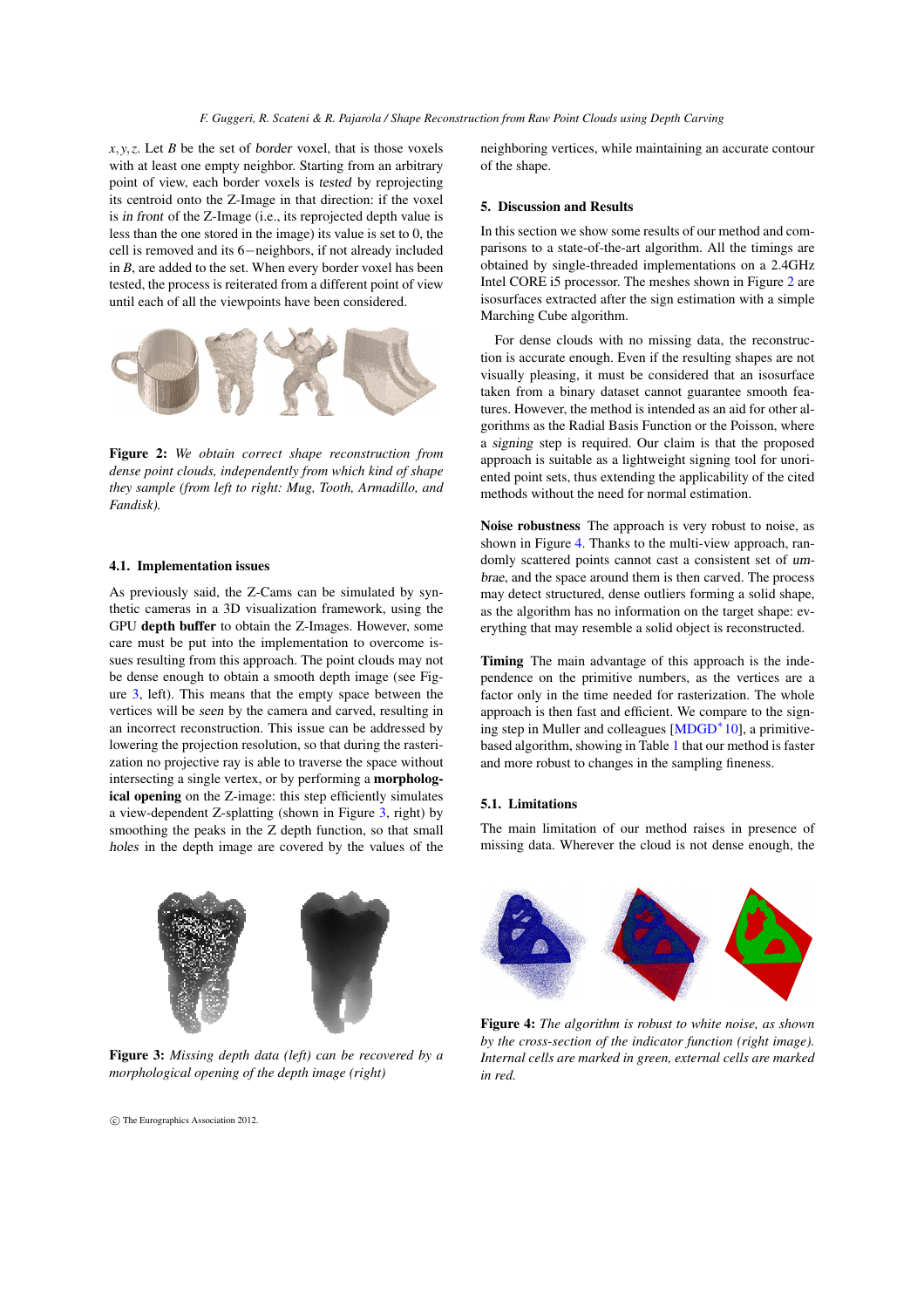$x, y, z$. Let $B$ be the set of *border* voxel, that is those voxels with at least one empty neighbor. Starting from an arbitrary point of view, each border voxels is *tested* by reprojecting its centroid onto the Z-Image in that direction: if the voxel is *in front* of the Z-Image (i.e., its reprojected depth value is less than the one stored in the image) its value is set to 0, the cell is removed and its 6−neighbors, if not already included in $B$, are added to the set. When every border voxel has been tested, the process is reiterated from a different point of view until each of all the viewpoints have been considered.

**Figure 2:** *We obtain correct shape reconstruction from dense point clouds, independently from which kind of shape they sample (from left to right: Mug, Tooth, Armadillo, and Fandisk).*

### 4.1. Implementation issues

As previously said, the Z-Cams can be simulated by synthetic cameras in a 3D visualization framework, using the GPU **depth buffer** to obtain the Z-Images. However, some care must be put into the implementation to overcome issues resulting from this approach. The point clouds may not be dense enough to obtain a smooth depth image (see Figure 3, left). This means that the empty space between the vertices will be *seen* by the camera and carved, resulting in an incorrect reconstruction. This issue can be addressed by lowering the projection resolution, so that during the rasterization no projective ray is able to traverse the space without intersecting a single vertex, or by performing a **morphological opening** on the Z-image: this step efficiently simulates a view-dependent Z-splatting (shown in Figure 3, right) by smoothing the peaks in the Z depth function, so that small *holes* in the depth image are covered by the values of the neighboring vertices, while maintaining an accurate contour of the shape.

**Figure 3:** *Missing depth data (left) can be recovered by a morphological opening of the depth image (right)*

## 5. Discussion and Results

In this section we show some results of our method and comparisons to a state-of-the-art algorithm. All the timings are obtained by single-threaded implementations on a 2.4GHz Intel CORE i5 processor. The meshes shown in Figure 2 are isosurfaces extracted after the sign estimation with a simple Marching Cube algorithm.

For dense clouds with no missing data, the reconstruction is accurate enough. Even if the resulting shapes are not visually pleasing, it must be considered that an isosurface taken from a binary dataset cannot guarantee smooth features. However, the method is intended as an aid for other algorithms as the Radial Basis Function or the Poisson, where a *signing* step is required. Our claim is that the proposed approach is suitable as a lightweight signing tool for unoriented point sets, thus extending the applicability of the cited methods without the need for normal estimation.

**Noise robustness** The approach is very robust to noise, as shown in Figure 4. Thanks to the multi-view approach, randomly scattered points cannot cast a consistent set of *umbrae*, and the space around them is then carved. The process may detect structured, dense outliers forming a solid shape, as the algorithm has no information on the target shape: everything that may resemble a solid object is reconstructed.

**Timing** The main advantage of this approach is the independence on the primitive numbers, as the vertices are a factor only in the time needed for rasterization. The whole approach is then fast and efficient. We compare to the signing step in Muller and colleagues [MDGD*10], a primitive-based algorithm, showing in Table 1 that our method is faster and more robust to changes in the sampling fineness.

**Figure 4:** *The algorithm is robust to white noise, as shown by the cross-section of the indicator function (right image). Internal cells are marked in green, external cells are marked in red.*

### 5.1. Limitations

The main limitation of our method raises in presence of missing data. Wherever the cloud is not dense enough, the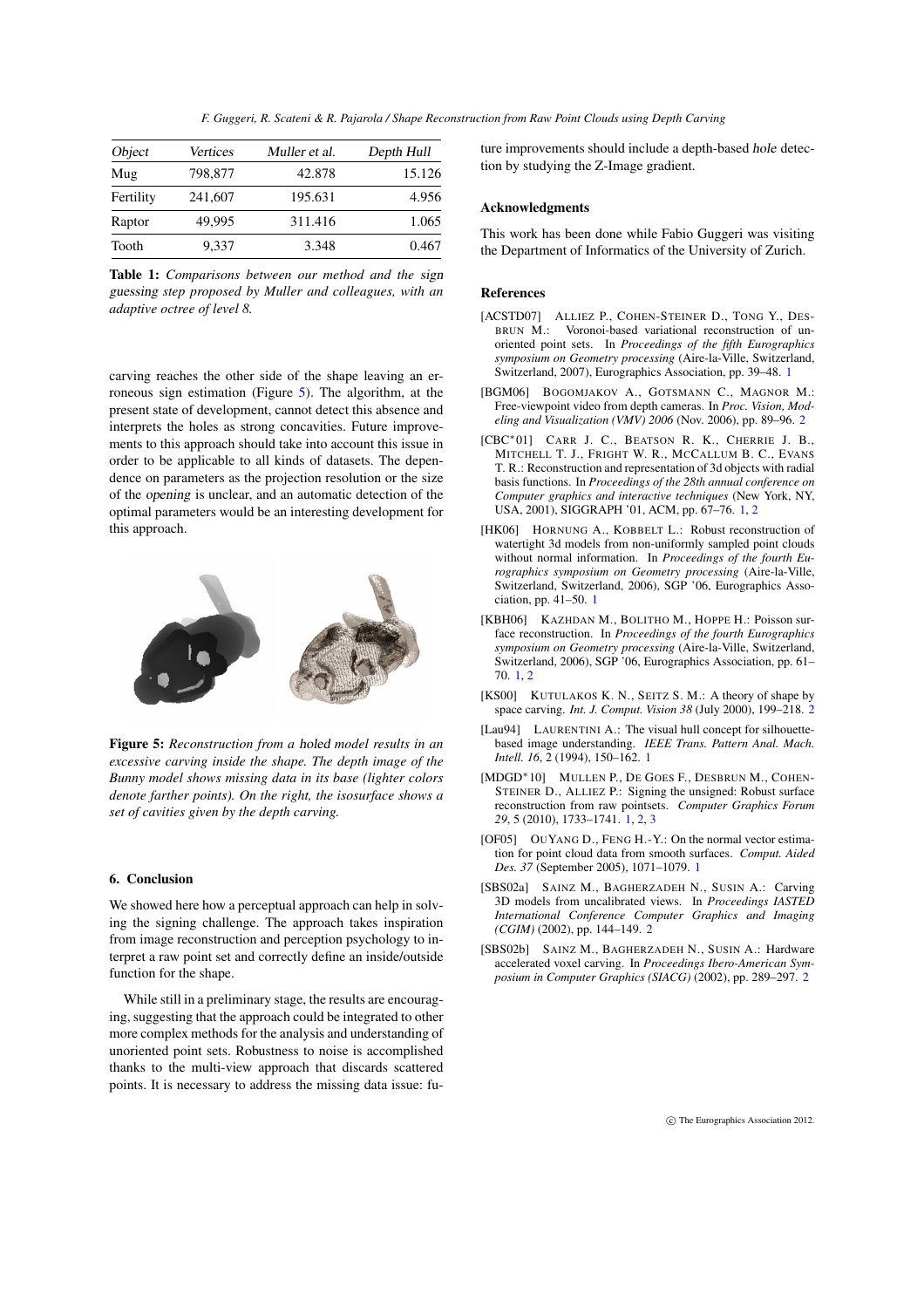| *Object* | *Vertices* | *Muller et al.* | *Depth Hull* |
|---|---|---|---|
| Mug | 798,877 | 42.878 | 15.126 |
| Fertility | 241,607 | 195.631 | 4.956 |
| Raptor | 49,995 | 311.416 | 1.065 |
| Tooth | 9,337 | 3.348 | 0.467 |

**Table 1:** *Comparisons between our method and the sign guessing step proposed by Muller and colleagues, with an adaptive octree of level 8.*

carving reaches the other side of the shape leaving an erroneous sign estimation (Figure 5). The algorithm, at the present state of development, cannot detect this absence and interprets the holes as strong concavities. Future improvements to this approach should take into account this issue in order to be applicable to all kinds of datasets. The dependence on parameters as the projection resolution or the size of the *opening* is unclear, and an automatic detection of the optimal parameters would be an interesting development for this approach.

**Figure 5:** *Reconstruction from a holed model results in an excessive carving inside the shape. The depth image of the Bunny model shows missing data in its base (lighter colors denote farther points). On the right, the isosurface shows a set of cavities given by the depth carving.*

## 6. Conclusion

We showed here how a perceptual approach can help in solving the signing challenge. The approach takes inspiration from image reconstruction and perception psychology to interpret a raw point set and correctly define an inside/outside function for the shape.

While still in a preliminary stage, the results are encouraging, suggesting that the approach could be integrated to other more complex methods for the analysis and understanding of unoriented point sets. Robustness to noise is accomplished thanks to the multi-view approach that discards scattered points. It is necessary to address the missing data issue: future improvements should include a depth-based *hole* detection by studying the Z-Image gradient.

### Acknowledgments

This work has been done while Fabio Guggeri was visiting the Department of Informatics of the University of Zurich.

### References

[ACSTD07] ALLIEZ P., COHEN-STEINER D., TONG Y., DESBRUN M.: Voronoi-based variational reconstruction of unoriented point sets. In *Proceedings of the fifth Eurographics symposium on Geometry processing* (Aire-la-Ville, Switzerland, Switzerland, 2007), Eurographics Association, pp. 39–48. 1

[BGM06] BOGOMJAKOV A., GOTSMANN C., MAGNOR M.: Free-viewpoint video from depth cameras. In *Proc. Vision, Modeling and Visualization (VMV) 2006* (Nov. 2006), pp. 89–96. 2

[CBC*01] CARR J. C., BEATSON R. K., CHERRIE J. B., MITCHELL T. J., FRIGHT W. R., MCCALLUM B. C., EVANS T. R.: Reconstruction and representation of 3d objects with radial basis functions. In *Proceedings of the 28th annual conference on Computer graphics and interactive techniques* (New York, NY, USA, 2001), SIGGRAPH '01, ACM, pp. 67–76. 1, 2

[HK06] HORNUNG A., KOBBELT L.: Robust reconstruction of watertight 3d models from non-uniformly sampled point clouds without normal information. In *Proceedings of the fourth Eurographics symposium on Geometry processing* (Aire-la-Ville, Switzerland, Switzerland, 2006), SGP '06, Eurographics Association, pp. 41–50. 1

[KBH06] KAZHDAN M., BOLITHO M., HOPPE H.: Poisson surface reconstruction. In *Proceedings of the fourth Eurographics symposium on Geometry processing* (Aire-la-Ville, Switzerland, Switzerland, 2006), SGP '06, Eurographics Association, pp. 61–70. 1, 2

[KS00] KUTULAKOS K. N., SEITZ S. M.: A theory of shape by space carving. *Int. J. Comput. Vision 38* (July 2000), 199–218. 2

[Lau94] LAURENTINI A.: The visual hull concept for silhouette-based image understanding. *IEEE Trans. Pattern Anal. Mach. Intell. 16*, 2 (1994), 150–162. 1

[MDGD*10] MULLEN P., DE GOES F., DESBRUN M., COHEN-STEINER D., ALLIEZ P.: Signing the unsigned: Robust surface reconstruction from raw pointsets. *Computer Graphics Forum 29*, 5 (2010), 1733–1741. 1, 2, 3

[OF05] OUYANG D., FENG H.-Y.: On the normal vector estimation for point cloud data from smooth surfaces. *Comput. Aided Des. 37* (September 2005), 1071–1079. 1

[SBS02a] SAINZ M., BAGHERZADEH N., SUSIN A.: Carving 3D models from uncalibrated views. In *Proceedings IASTED International Conference Computer Graphics and Imaging (CGIM)* (2002), pp. 144–149. 2

[SBS02b] SAINZ M., BAGHERZADEH N., SUSIN A.: Hardware accelerated voxel carving. In *Proceedings Ibero-American Symposium in Computer Graphics (SIACG)* (2002), pp. 289–297. 2